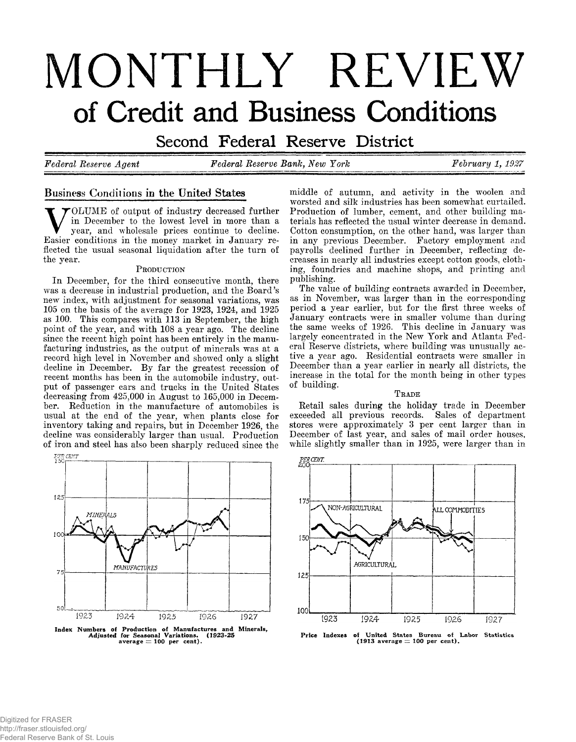# MONTHLY REVIEW

## of Credit and Business Conditions

### Second Federal Reserve District

*Federal Reserve Agent* | *Federal Reserve Bank, New York* | *February 1, 1927*

## Business Conditions in the United States

Volume of output of industry decreased further in December to the lowest level in more than a year, and wholesale prices continue to decline. Easier conditions in the money market in January reflected the usual seasonal liquidation after the turn of the year.

### Production

In December, for the third consecutive month, there was a decrease in industrial production, and the Board's new index, with adjustment for seasonal variations, was 105 on the basis of the average for 1923, 1924, and 1925 as 100. This compares with 113 in September, the high point of the year, and with 108 a year ago. The decline since the recent high point has been entirely in the manufacturing industries, as the output of minerals was at a record high level in November and showed only a slight decline in December. By far the greatest recession of recent months has been in the automobile industry, output of passenger cars and trucks in the United States decreasing from 425,000 in August to 165,000 in December. Reduction in the manufacture of automobiles is usual at the end of the year, when plants close for inventory taking and repairs, but in December 1926, the decline was considerably larger than usual. Production of iron and steel has also been sharply reduced since the middle of autumn, and activity in the woolen and worsted and silk industries has been somewhat curtailed. Production of lumber, cement, and other building materials has reflected the usual winter decrease in demand. Cotton consumption, on the other hand, was larger than in any previous December. Factory employment and payrolls declined further in December, reflecting decreases in nearly all industries except cotton goods, clothing, foundries and machine shops, and printing and publishing.

The value of building contracts awarded in December, as in November, was larger than in the corresponding period a year earlier, but for the first three weeks of January contracts were in smaller volume than during the same weeks of 1926. This decline in January was largely concentrated in the New York and Atlanta Federal Reserve districts, where building was unusually active a year ago. Residential contracts were smaller in December than a year earlier in nearly all districts, the increase in the total for the month being in other types of building.

### Trade

Retail sales during the holiday trade in December exceeded all previous records. Sales of department stores were approximately 3 per cent larger than in December of last year, and sales of mail order houses, while slightly smaller than in 1925, were larger than in

**Index Numbers of Production of Manufactures and Minerals, Adjusted for Seasonal Variations. (1923-25 average = 100 per cent).**

**Price Indexes of United States Bureau of Labor Statistics (1913 average = 100 per cent).**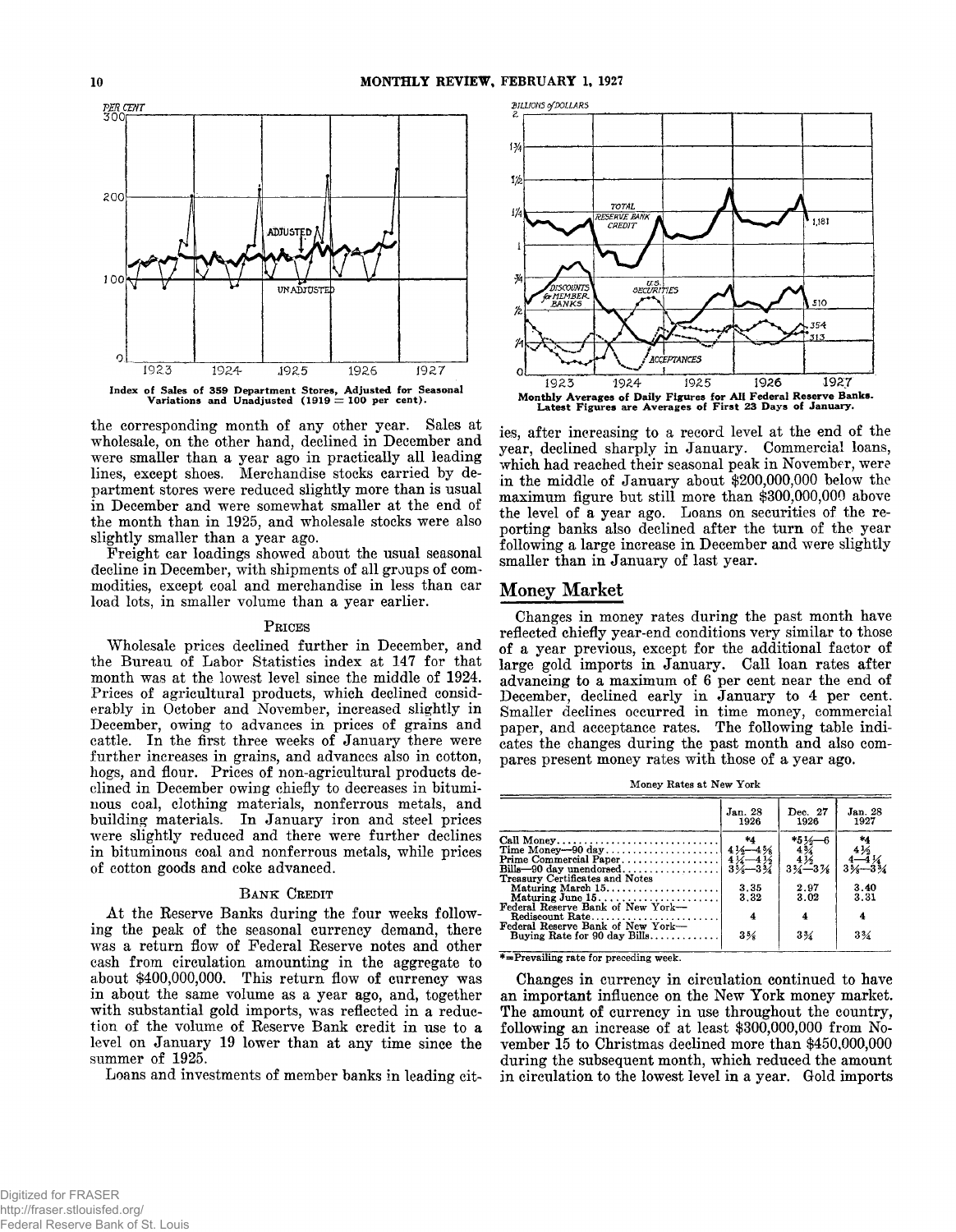Index of Sales of 359 Department Stores, Adjusted for Seasonal Variations and Unadjusted (1919 = 100 per cent).

Monthly Averages of Daily Figures for All Federal Reserve Banks. Latest Figures are Averages of First 23 Days of January.

the corresponding month of any other year. Sales at wholesale, on the other hand, declined in December and were smaller than a year ago in practically all leading lines, except shoes. Merchandise stocks carried by department stores were reduced slightly more than is usual in December and were somewhat smaller at the end of the month than in 1925, and wholesale stocks were also slightly smaller than a year ago.

Freight car loadings showed about the usual seasonal decline in December, with shipments of all groups of commodities, except coal and merchandise in less than car load lots, in smaller volume than a year earlier.

### Prices

Wholesale prices declined further in December, and the Bureau of Labor Statistics index at 147 for that month was at the lowest level since the middle of 1924. Prices of agricultural products, which declined considerably in October and November, increased slightly in December, owing to advances in prices of grains and cattle. In the first three weeks of January there were further increases in grains, and advances also in cotton, hogs, and flour. Prices of non-agricultural products declined in December owing chiefly to decreases in bituminous coal, clothing materials, nonferrous metals, and building materials. In January iron and steel prices were slightly reduced and there were further declines in bituminous coal and nonferrous metals, while prices of cotton goods and coke advanced.

### Bank Credit

At the Reserve Banks during the four weeks following the peak of the seasonal currency demand, there was a return flow of Federal Reserve notes and other cash from circulation amounting in the aggregate to about $400,000,000. This return flow of currency was in about the same volume as a year ago, and, together with substantial gold imports, was reflected in a reduction of the volume of Reserve Bank credit in use to a level on January 19 lower than at any time since the summer of 1925.

Loans and investments of member banks in leading cities, after increasing to a record level at the end of the year, declined sharply in January. Commercial loans, which had reached their seasonal peak in November, were in the middle of January about $200,000,000 below the maximum figure but still more than $300,000,000 above the level of a year ago. Loans on securities of the reporting banks also declined after the turn of the year following a large increase in December and were slightly smaller than in January of last year.

## Money Market

Changes in money rates during the past month have reflected chiefly year-end conditions very similar to those of a year previous, except for the additional factor of large gold imports in January. Call loan rates after advancing to a maximum of 6 per cent near the end of December, declined early in January to 4 per cent. Smaller declines occurred in time money, commercial paper, and acceptance rates. The following table indicates the changes during the past month and also compares present money rates with those of a year ago.

Money Rates at New York

| | Jan. 28 1926 | Dec. 27 1926 | Jan. 28 1927 |
|---|---|---|---|
| Call Money | *4 | *5½—6 | *4 |
| Time Money—90 day | 4½—4⅝ | 4¾ | 4½ |
| Prime Commercial Paper | 4¼—4½ | 4½ | 4—4¼ |
| Bills—90 day unendorsed | 3⅝—3¾ | 3¾—3⅞ | 3⅝—3¾ |
| Treasury Certificates and Notes | | | |
| Maturing March 15 | 3.35 | 2.97 | 3.40 |
| Maturing June 15 | 3.32 | 3.02 | 3.31 |
| Federal Reserve Bank of New York—Rediscount Rate | 4 | 4 | 4 |
| Federal Reserve Bank of New York—Buying Rate for 90 day Bills | 3⅝ | 3¾ | 3¾ |

* = Prevailing rate for preceding week.

Changes in currency in circulation continued to have an important influence on the New York money market. The amount of currency in use throughout the country, following an increase of at least $300,000,000 from November 15 to Christmas declined more than $450,000,000 during the subsequent month, which reduced the amount in circulation to the lowest level in a year. Gold imports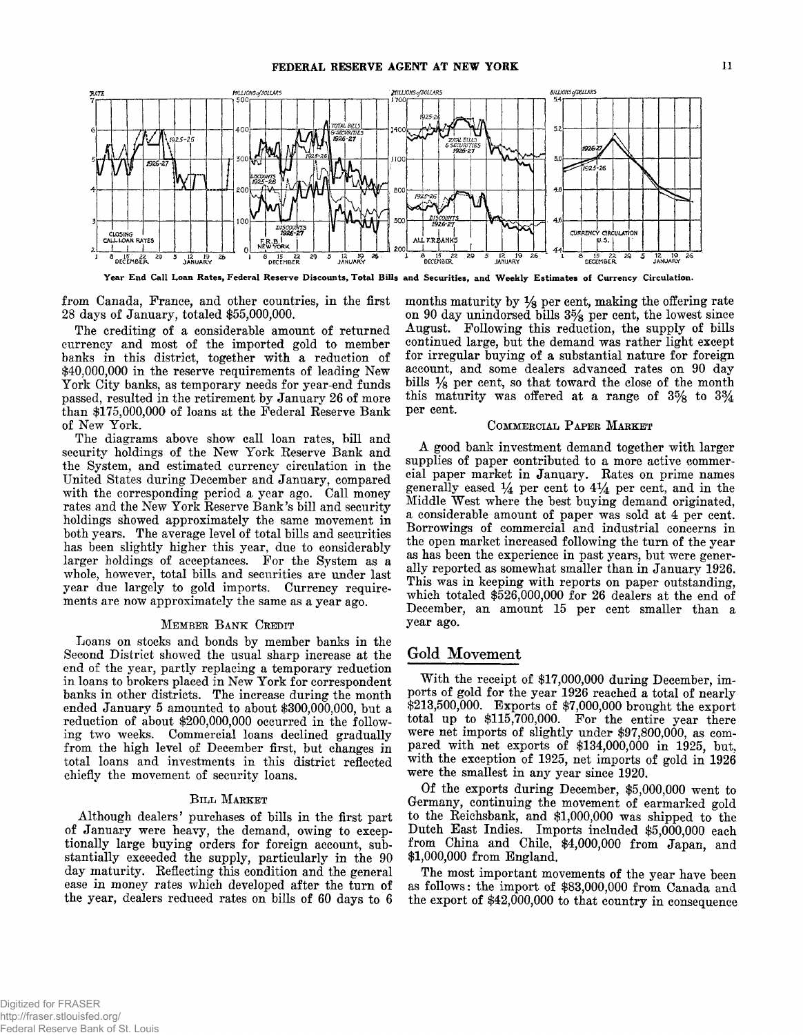Year End Call Loan Rates, Federal Reserve Discounts, Total Bills and Securities, and Weekly Estimates of Currency Circulation.

from Canada, France, and other countries, in the first 28 days of January, totaled $55,000,000.

The crediting of a considerable amount of returned currency and most of the imported gold to member banks in this district, together with a reduction of $40,000,000 in the reserve requirements of leading New York City banks, as temporary needs for year-end funds passed, resulted in the retirement by January 26 of more than $175,000,000 of loans at the Federal Reserve Bank of New York.

The diagrams above show call loan rates, bill and security holdings of the New York Reserve Bank and the System, and estimated currency circulation in the United States during December and January, compared with the corresponding period a year ago. Call money rates and the New York Reserve Bank's bill and security holdings showed approximately the same movement in both years. The average level of total bills and securities has been slightly higher this year, due to considerably larger holdings of acceptances. For the System as a whole, however, total bills and securities are under last year due largely to gold imports. Currency requirements are now approximately the same as a year ago.

### Member Bank Credit

Loans on stocks and bonds by member banks in the Second District showed the usual sharp increase at the end of the year, partly replacing a temporary reduction in loans to brokers placed in New York for correspondent banks in other districts. The increase during the month ended January 5 amounted to about $300,000,000, but a reduction of about $200,000,000 occurred in the following two weeks. Commercial loans declined gradually from the high level of December first, but changes in total loans and investments in this district reflected chiefly the movement of security loans.

### Bill Market

Although dealers' purchases of bills in the first part of January were heavy, the demand, owing to exceptionally large buying orders for foreign account, substantially exceeded the supply, particularly in the 90 day maturity. Reflecting this condition and the general ease in money rates which developed after the turn of the year, dealers reduced rates on bills of 60 days to 6 months maturity by 1/8 per cent, making the offering rate on 90 day unindorsed bills 3 5/8 per cent, the lowest since August. Following this reduction, the supply of bills continued large, but the demand was rather light except for irregular buying of a substantial nature for foreign account, and some dealers advanced rates on 90 day bills 1/8 per cent, so that toward the close of the month this maturity was offered at a range of 3 5/8 to 3 3/4 per cent.

### Commercial Paper Market

A good bank investment demand together with larger supplies of paper contributed to a more active commercial paper market in January. Rates on prime names generally eased 1/4 per cent to 4 1/4 per cent, and in the Middle West where the best buying demand originated, a considerable amount of paper was sold at 4 per cent. Borrowings of commercial and industrial concerns in the open market increased following the turn of the year as has been the experience in past years, but were generally reported as somewhat smaller than in January 1926. This was in keeping with reports on paper outstanding, which totaled $526,000,000 for 26 dealers at the end of December, an amount 15 per cent smaller than a year ago.

## Gold Movement

With the receipt of $17,000,000 during December, imports of gold for the year 1926 reached a total of nearly $213,500,000. Exports of $7,000,000 brought the export total up to $115,700,000. For the entire year there were net imports of slightly under $97,800,000, as compared with net exports of $134,000,000 in 1925, but, with the exception of 1925, net imports of gold in 1926 were the smallest in any year since 1920.

Of the exports during December, $5,000,000 went to Germany, continuing the movement of earmarked gold to the Reichsbank, and $1,000,000 was shipped to the Dutch East Indies. Imports included $5,000,000 each from China and Chile, $4,000,000 from Japan, and $1,000,000 from England.

The most important movements of the year have been as follows: the import of $83,000,000 from Canada and the export of $42,000,000 to that country in consequence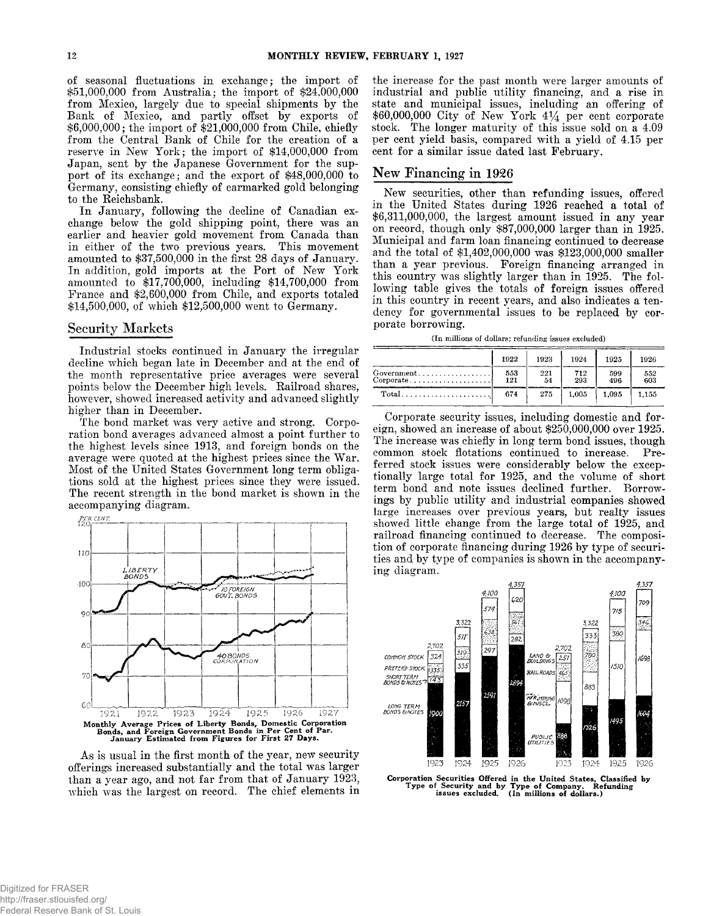of seasonal fluctuations in exchange; the import of $51,000,000 from Australia; the import of $24,000,000 from Mexico, largely due to special shipments by the Bank of Mexico, and partly offset by exports of $6,000,000; the import of $21,000,000 from Chile, chiefly from the Central Bank of Chile for the creation of a reserve in New York; the import of $14,000,000 from Japan, sent by the Japanese Government for the support of its exchange; and the export of $48,000,000 to Germany, consisting chiefly of earmarked gold belonging to the Reichsbank.

In January, following the decline of Canadian exchange below the gold shipping point, there was an earlier and heavier gold movement from Canada than in either of the two previous years. This movement amounted to $37,500,000 in the first 28 days of January. In addition, gold imports at the Port of New York amounted to $17,700,000, including $14,700,000 from France and $2,600,000 from Chile, and exports totaled $14,500,000, of which $12,500,000 went to Germany.

## Security Markets

Industrial stocks continued in January the irregular decline which began late in December and at the end of the month representative price averages were several points below the December high levels. Railroad shares, however, showed increased activity and advanced slightly higher than in December.

The bond market was very active and strong. Corporation bond averages advanced almost a point further to the highest levels since 1913, and foreign bonds on the average were quoted at the highest prices since the War. Most of the United States Government long term obligations sold at the highest prices since they were issued. The recent strength in the bond market is shown in the accompanying diagram.

**Monthly Average Prices of Liberty Bonds, Domestic Corporation Bonds, and Foreign Government Bonds in Per Cent of Par. January Estimated from Figures for First 27 Days.**

As is usual in the first month of the year, new security offerings increased substantially and the total was larger than a year ago, and not far from that of January 1923, which was the largest on record. The chief elements in the increase for the past month were larger amounts of industrial and public utility financing, and a rise in state and municipal issues, including an offering of $60,000,000 City of New York 4¼ per cent corporate stock. The longer maturity of this issue sold on a 4.09 per cent yield basis, compared with a yield of 4.15 per cent for a similar issue dated last February.

## New Financing in 1926

New securities, other than refunding issues, offered in the United States during 1926 reached a total of $6,311,000,000, the largest amount issued in any year on record, though only $87,000,000 larger than in 1925. Municipal and farm loan financing continued to decrease and the total of $1,402,000,000 was $123,000,000 smaller than a year previous. Foreign financing arranged in this country was slightly larger than in 1925. The following table gives the totals of foreign issues offered in this country in recent years, and also indicates a tendency for governmental issues to be replaced by corporate borrowing.

(In millions of dollars; refunding issues excluded)

| | 1922 | 1923 | 1924 | 1925 | 1926 |
|---|---|---|---|---|---|
| Government | 553 | 221 | 712 | 599 | 552 |
| Corporate | 121 | 54 | 293 | 496 | 603 |
| Total | 674 | 275 | 1,005 | 1,095 | 1,155 |

Corporate security issues, including domestic and foreign, showed an increase of about $250,000,000 over 1925. The increase was chiefly in long term bond issues, though common stock flotations continued to increase. Preferred stock issues were considerably below the exceptionally large total for 1925, and the volume of short term bond and note issues declined further. Borrowings by public utility and industrial companies showed large increases over previous years, but realty issues showed little change from the large total of 1925, and railroad financing continued to decrease. The composition of corporate financing during 1926 by type of securities and by type of companies is shown in the accompanying diagram.

**Corporation Securities Offered in the United States, Classified by Type of Security and by Type of Company. Refunding issues excluded. (In millions of dollars.)**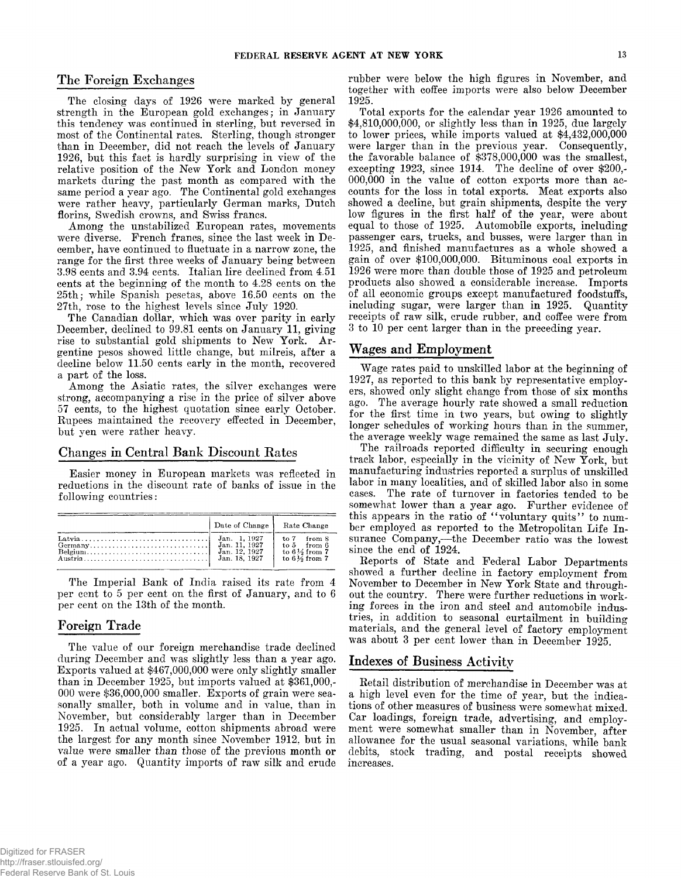## The Foreign Exchanges

The closing days of 1926 were marked by general strength in the European gold exchanges; in January this tendency was continued in sterling, but reversed in most of the Continental rates. Sterling, though stronger than in December, did not reach the levels of January 1926, but this fact is hardly surprising in view of the relative position of the New York and London money markets during the past month as compared with the same period a year ago. The Continental gold exchanges were rather heavy, particularly German marks, Dutch florins, Swedish crowns, and Swiss francs.

Among the unstabilized European rates, movements were diverse. French francs, since the last week in December, have continued to fluctuate in a narrow zone, the range for the first three weeks of January being between 3.98 cents and 3.94 cents. Italian lire declined from 4.51 cents at the beginning of the month to 4.28 cents on the 25th; while Spanish pesetas, above 16.50 cents on the 27th, rose to the highest levels since July 1920.

The Canadian dollar, which was over parity in early December, declined to 99.81 cents on January 11, giving rise to substantial gold shipments to New York. Argentine pesos showed little change, but milreis, after a decline below 11.50 cents early in the month, recovered a part of the loss.

Among the Asiatic rates, the silver exchanges were strong, accompanying a rise in the price of silver above 57 cents, to the highest quotation since early October. Rupees maintained the recovery effected in December, but yen were rather heavy.

## Changes in Central Bank Discount Rates

Easier money in European markets was reflected in reductions in the discount rate of banks of issue in the following countries:

| | Date of Change | Rate Change |
|---|---|---|
| Latvia | Jan. 1, 1927 | to 7 from 8 |
| Germany | Jan. 11, 1927 | to 5 from 6 |
| Belgium | Jan. 12, 1927 | to 6½ from 7 |
| Austria | Jan. 18, 1927 | to 6½ from 7 |

The Imperial Bank of India raised its rate from 4 per cent to 5 per cent on the first of January, and to 6 per cent on the 13th of the month.

## Foreign Trade

The value of our foreign merchandise trade declined during December and was slightly less than a year ago. Exports valued at $467,000,000 were only slightly smaller than in December 1925, but imports valued at $361,000,000 were $36,000,000 smaller. Exports of grain were seasonally smaller, both in volume and in value, than in November, but considerably larger than in December 1925. In actual volume, cotton shipments abroad were the largest for any month since November 1912, but in value were smaller than those of the previous month or of a year ago. Quantity imports of raw silk and crude rubber were below the high figures in November, and together with coffee imports were also below December 1925.

Total exports for the calendar year 1926 amounted to $4,810,000,000, or slightly less than in 1925, due largely to lower prices, while imports valued at $4,432,000,000 were larger than in the previous year. Consequently, the favorable balance of $378,000,000 was the smallest, excepting 1923, since 1914. The decline of over $200,000,000 in the value of cotton exports more than accounts for the loss in total exports. Meat exports also showed a decline, but grain shipments, despite the very low figures in the first half of the year, were about equal to those of 1925. Automobile exports, including passenger cars, trucks, and busses, were larger than in 1925, and finished manufactures as a whole showed a gain of over $100,000,000. Bituminous coal exports in 1926 were more than double those of 1925 and petroleum products also showed a considerable increase. Imports of all economic groups except manufactured foodstuffs, including sugar, were larger than in 1925. Quantity receipts of raw silk, crude rubber, and coffee were from 3 to 10 per cent larger than in the preceding year.

## Wages and Employment

Wage rates paid to unskilled labor at the beginning of 1927, as reported to this bank by representative employers, showed only slight change from those of six months ago. The average hourly rate showed a small reduction for the first time in two years, but owing to slightly longer schedules of working hours than in the summer, the average weekly wage remained the same as last July.

The railroads reported difficulty in securing enough track labor, especially in the vicinity of New York, but manufacturing industries reported a surplus of unskilled labor in many localities, and of skilled labor also in some cases. The rate of turnover in factories tended to be somewhat lower than a year ago. Further evidence of this appears in the ratio of "voluntary quits" to number employed as reported to the Metropolitan Life Insurance Company,—the December ratio was the lowest since the end of 1924.

Reports of State and Federal Labor Departments showed a further decline in factory employment from November to December in New York State and throughout the country. There were further reductions in working forces in the iron and steel and automobile industries, in addition to seasonal curtailment in building materials, and the general level of factory employment was about 3 per cent lower than in December 1925.

## Indexes of Business Activity

Retail distribution of merchandise in December was at a high level even for the time of year, but the indications of other measures of business were somewhat mixed. Car loadings, foreign trade, advertising, and employment were somewhat smaller than in November, after allowance for the usual seasonal variations, while bank debits, stock trading, and postal receipts showed increases.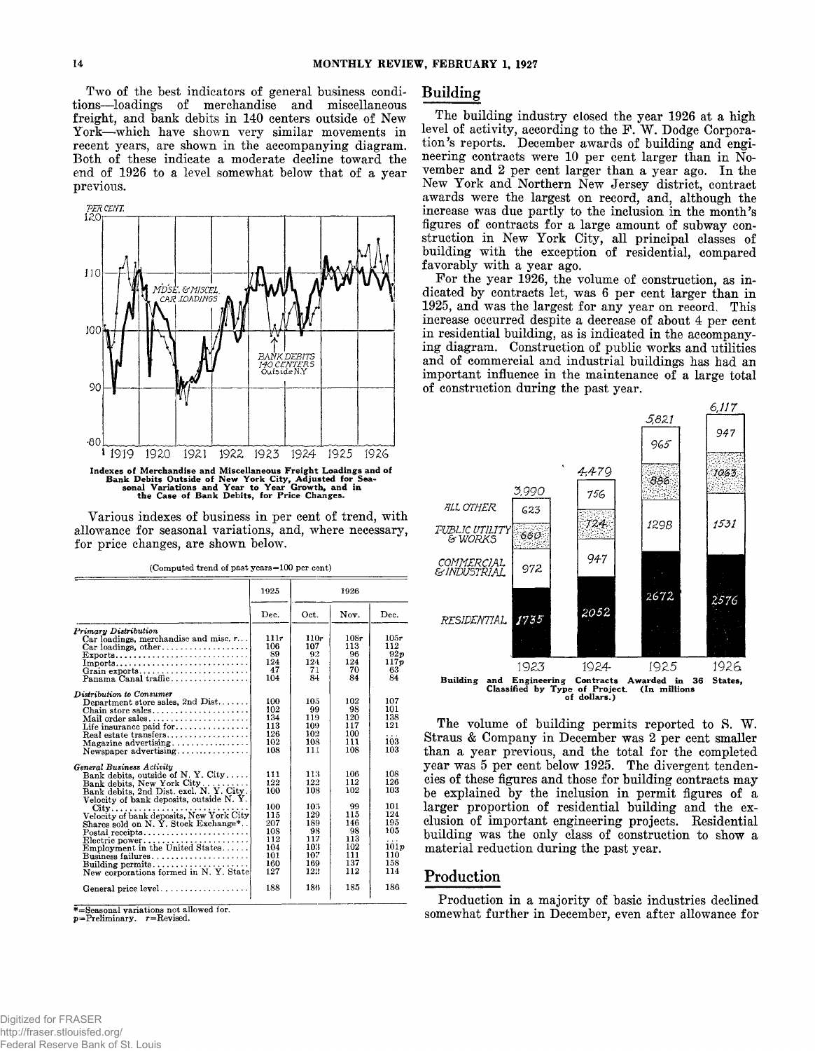Two of the best indicators of general business conditions—loadings of merchandise and miscellaneous freight, and bank debits in 140 centers outside of New York—which have shown very similar movements in recent years, are shown in the accompanying diagram. Both of these indicate a moderate decline toward the end of 1926 to a level somewhat below that of a year previous.

Indexes of Merchandise and Miscellaneous Freight Loadings and of Bank Debits Outside of New York City, Adjusted for Seasonal Variations and Year to Year Growth, and in the Case of Bank Debits, for Price Changes.

Various indexes of business in per cent of trend, with allowance for seasonal variations, and, where necessary, for price changes, are shown below.

(Computed trend of past years=100 per cent)

| | 1925 | 1926 | | |
|---|---|---|---|---|
| | Dec. | Oct. | Nov. | Dec. |
| *Primary Distribution* | | | | |
| Car loadings, merchandise and misc. | 111r | 110r | 108r | 105r |
| Car loadings, other | 106 | 107 | 113 | 112 |
| Exports | 89 | 92 | 96 | 92p |
| Imports | 124 | 124 | 124 | 117p |
| Grain exports | 47 | 71 | 70 | 63 |
| Panama Canal traffic | 104 | 84 | 84 | 84 |
| *Distribution to Consumer* | | | | |
| Department store sales, 2nd Dist. | 100 | 105 | 102 | 107 |
| Chain store sales | 102 | 99 | 98 | 101 |
| Mail order sales | 134 | 119 | 120 | 138 |
| Life insurance paid for | 113 | 109 | 117 | 121 |
| Real estate transfers | 126 | 102 | 100 | ... |
| Magazine advertising | 102 | 108 | 111 | 103 |
| Newspaper advertising | 108 | 111 | 108 | 103 |
| *General Business Activity* | | | | |
| Bank debits, outside of N. Y. City | 111 | 113 | 106 | 108 |
| Bank debits, New York City | 122 | 122 | 112 | 126 |
| Bank debits, 2nd Dist. excl. N. Y. City | 100 | 108 | 102 | 103 |
| Velocity of bank deposits, outside N. Y. City | 100 | 105 | 99 | 101 |
| Velocity of bank deposits, New York City | 115 | 129 | 115 | 124 |
| Shares sold on N. Y. Stock Exchange* | 207 | 189 | 146 | 195 |
| Postal receipts | 108 | 98 | 98 | 105 |
| Electric power | 112 | 117 | 113 | ... |
| Employment in the United States | 104 | 103 | 102 | 101p |
| Business failures | 101 | 107 | 111 | 110 |
| Building permits | 160 | 169 | 137 | 158 |
| New corporations formed in N. Y. State | 127 | 122 | 112 | 114 |
| General price level | 188 | 186 | 185 | 186 |

*=Seasonal variations not allowed for.
p=Preliminary. r=Revised.

## Building

The building industry closed the year 1926 at a high level of activity, according to the F. W. Dodge Corporation's reports. December awards of building and engineering contracts were 10 per cent larger than in November and 2 per cent larger than a year ago. In the New York and Northern New Jersey district, contract awards were the largest on record, and, although the increase was due partly to the inclusion in the month's figures of contracts for a large amount of subway construction in New York City, all principal classes of building with the exception of residential, compared favorably with a year ago.

For the year 1926, the volume of construction, as indicated by contracts let, was 6 per cent larger than in 1925, and was the largest for any year on record. This increase occurred despite a decrease of about 4 per cent in residential building, as is indicated in the accompanying diagram. Construction of public works and utilities and of commercial and industrial buildings has had an important influence in the maintenance of a large total of construction during the past year.

| | 1923 | 1924 | 1925 | 1926 |
|---|---|---|---|---|
| All Other | 623 | 756 | 965 | 947 |
| Public Utility & Works | 660 | 724 | 886 | 1063 |
| Commercial & Industrial | 972 | 947 | 1298 | 1531 |
| Residential | 1735 | 2052 | 2672 | 2576 |
| Total | 3,990 | 4,479 | 5,821 | 6,117 |

Building and Engineering Contracts Awarded in 36 States, Classified by Type of Project. (In millions of dollars.)

The volume of building permits reported to S. W. Straus & Company in December was 2 per cent smaller than a year previous, and the total for the completed year was 5 per cent below 1925. The divergent tendencies of these figures and those for building contracts may be explained by the inclusion in permit figures of a larger proportion of residential building and the exclusion of important engineering projects. Residential building was the only class of construction to show a material reduction during the past year.

## Production

Production in a majority of basic industries declined somewhat further in December, even after allowance for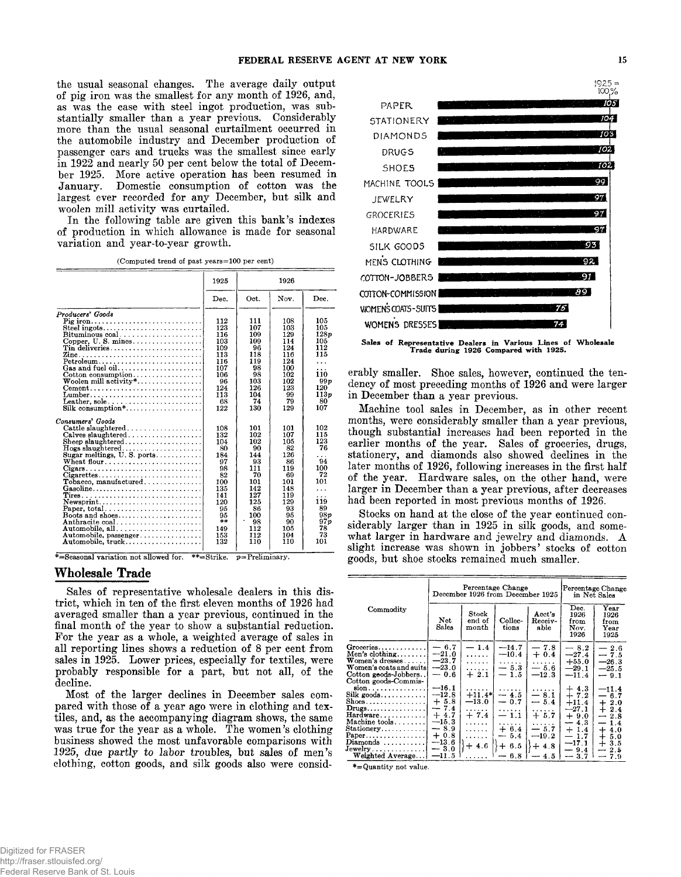the usual seasonal changes. The average daily output of pig iron was the smallest for any month of 1926, and, as was the case with steel ingot production, was substantially smaller than a year previous. Considerably more than the usual seasonal curtailment occurred in the automobile industry and December production of passenger cars and trucks was the smallest since early in 1922 and nearly 50 per cent below the total of December 1925. More active operation has been resumed in January. Domestic consumption of cotton was the largest ever recorded for any December, but silk and woolen mill activity was curtailed.

In the following table are given this bank's indexes of production in which allowance is made for seasonal variation and year-to-year growth.

(Computed trend of past years=100 per cent)

| | 1925 | 1926 | | |
|---|---|---|---|---|
| | Dec. | Oct. | Nov. | Dec. |
| *Producers' Goods* | | | | |
| Pig iron | 112 | 111 | 108 | 105 |
| Steel ingots | 123 | 107 | 103 | 105 |
| Bituminous coal | 116 | 109 | 129 | 128p |
| Copper, U. S. mines | 103 | 109 | 114 | 105 |
| Tin deliveries | 109 | 96 | 124 | 112 |
| Zinc | 113 | 118 | 116 | 115 |
| Petroleum | 116 | 119 | 124 | ... |
| Gas and fuel oil | 107 | 98 | 100 | ... |
| Cotton consumption | 106 | 98 | 102 | 110 |
| Woolen mill activity* | 96 | 103 | 102 | 99p |
| Cement | 124 | 126 | 123 | 120 |
| Lumber | 113 | 104 | 99 | 113p |
| Leather, sole | 68 | 74 | 79 | 80 |
| Silk consumption* | 122 | 130 | 129 | 107 |
| *Consumers' Goods* | | | | |
| Cattle slaughtered | 108 | 101 | 101 | 102 |
| Calves slaughtered | 132 | 102 | 107 | 115 |
| Sheep slaughtered | 104 | 102 | 105 | 123 |
| Hogs slaughtered | 80 | 90 | 82 | 76 |
| Sugar meltings, U. S. ports | 184 | 144 | 126 | ... |
| Wheat flour | 97 | 93 | 86 | 94 |
| Cigars | 98 | 111 | 119 | 100 |
| Cigarettes | 82 | 70 | 69 | 72 |
| Tobacco, manufactured | 100 | 101 | 101 | 101 |
| Gasoline | 135 | 142 | 148 | ... |
| Tires | 141 | 127 | 119 | ... |
| Newsprint | 120 | 125 | 129 | 119 |
| Paper, total | 95 | 86 | 93 | 89 |
| Boots and shoes | 95 | 100 | 95 | 98p |
| Anthracite coal | ** | 98 | 90 | 97p |
| Automobile, all | 149 | 112 | 105 | 78 |
| Automobile, passenger | 153 | 112 | 104 | 73 |
| Automobile, truck | 132 | 110 | 110 | 101 |

*=Seasonal variation not allowed for. **=Strike. p=Preliminary.

## Wholesale Trade

Sales of representative wholesale dealers in this district, which in ten of the first eleven months of 1926 had averaged smaller than a year previous, continued in the final month of the year to show a substantial reduction. For the year as a whole, a weighted average of sales in all reporting lines shows a reduction of 8 per cent from sales in 1925. Lower prices, especially for textiles, were probably responsible for a part, but not all, of the decline.

Most of the larger declines in December sales compared with those of a year ago were in clothing and textiles, and, as the accompanying diagram shows, the same was true for the year as a whole. The women's clothing business showed the most unfavorable comparisons with 1925, due partly to labor troubles, but sales of men's clothing, cotton goods, and silk goods also were considerably smaller. Shoe sales, however, continued the tendency of most preceding months of 1926 and were larger in December than a year previous.

| 1925 = 100% | |
|---|---|
| Paper | 105 |
| Stationery | 104 |
| Diamonds | 103 |
| Drugs | 102 |
| Shoes | 102 |
| Machine Tools | 99 |
| Jewelry | 97 |
| Groceries | 97 |
| Hardware | 97 |
| Silk Goods | 93 |
| Men's Clothing | 92 |
| Cotton-Jobbers | 91 |
| Cotton-Commission | 89 |
| Women's Coats-Suits | 75 |
| Women's Dresses | 74 |

**Sales of Representative Dealers in Various Lines of Wholesale Trade during 1926 Compared with 1925.**

Machine tool sales in December, as in other recent months, were considerably smaller than a year previous, though substantial increases had been reported in the earlier months of the year. Sales of groceries, drugs, stationery, and diamonds also showed declines in the later months of 1926, following increases in the first half of the year. Hardware sales, on the other hand, were larger in December than a year previous, after decreases had been reported in most previous months of 1926.

Stocks on hand at the close of the year continued considerably larger than in 1925 in silk goods, and somewhat larger in hardware and jewelry and diamonds. A slight increase was shown in jobbers' stocks of cotton goods, but shoe stocks remained much smaller.

| Commodity | Percentage Change December 1926 from December 1925 | | | | Percentage Change in Net Sales | |
|---|---|---|---|---|---|---|
| | Net Sales | Stock end of month | Collections | Acct's Receivable | Dec. 1926 from Nov. 1926 | Year 1926 from Year 1925 |
| Groceries | − 6.7 | − 1.4 | −14.7 | − 7.8 | − 8.2 | − 2.6 |
| Men's clothing | −21.0 | ...... | −10.4 | + 0.4 | −27.4 | − 7.5 |
| Women's dresses | −23.7 | ...... | ...... | ...... | +55.0 | −26.3 |
| Women's coats and suits | −23.0 | ...... | − 5.3 | − 5.6 | −29.1 | −25.5 |
| Cotton goods-Jobbers | − 0.6 | + 2.1 | − 1.5 | −12.3 | −11.4 | − 9.1 |
| Cotton goods-Commission | −16.1 | ...... | ...... | ...... | + 4.3 | −11.4 |
| Silk goods | −12.8 | +11.4* | − 4.5 | − 8.1 | + 7.2 | − 6.7 |
| Shoes | + 5.8 | −13.0 | − 0.7 | − 5.4 | +11.4 | + 2.0 |
| Drugs | − 7.4 | ...... | ...... | ...... | −27.1 | + 2.4 |
| Hardware | + 4.7 | + 7.4 | − 1.1 | + 5.7 | + 9.0 | − 2.8 |
| Machine tools | −15.3 | ...... | ...... | ...... | − 4.3 | − 1.4 |
| Stationery | − 8.9 | ...... | + 6.4 | − 5.7 | + 1.4 | + 4.0 |
| Paper | + 0.8 | ...... | − 5.4 | −19.2 | − 1.7 | + 5.0 |
| Diamonds | −13.6 | + 4.6 | + 6.5 | + 4.8 | −17.1 | + 3.5 |
| Jewelry | − 3.0 | | | | − 9.4 | − 2.5 |
| Weighted Average | −11.5 | ...... | − 6.8 | − 4.5 | − 3.7 | − 7.9 |

*=Quantity not value.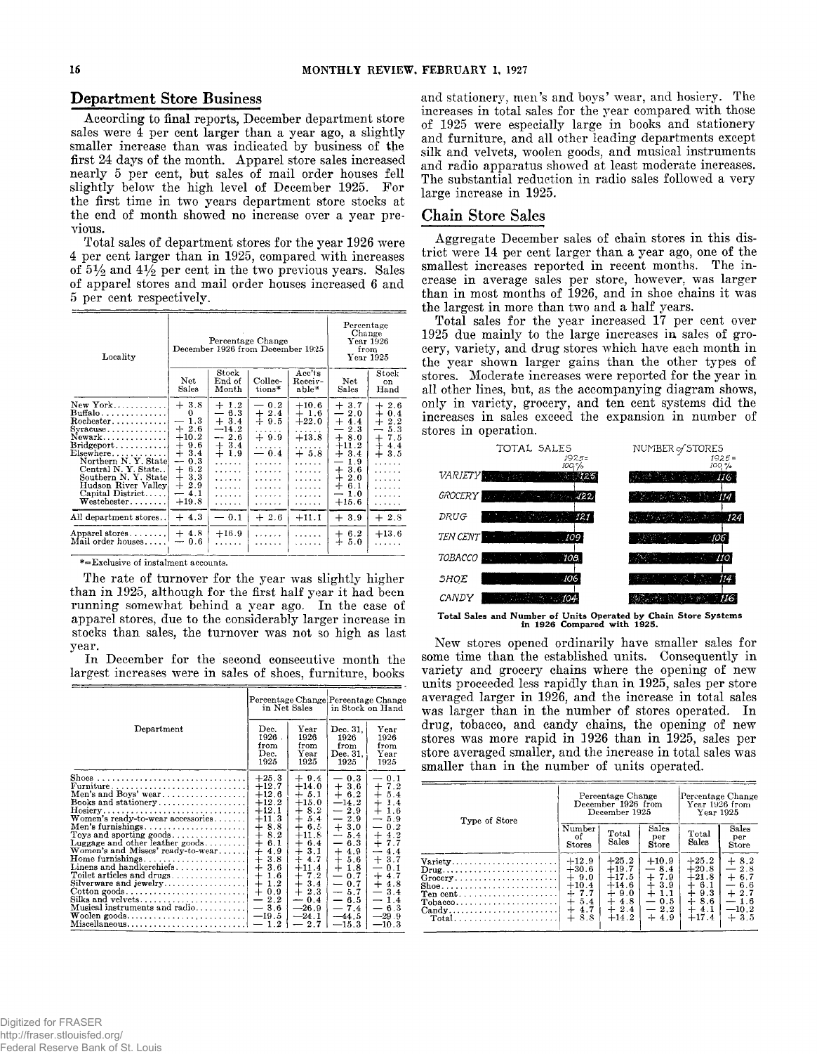## Department Store Business

According to final reports, December department store sales were 4 per cent larger than a year ago, a slightly smaller increase than was indicated by business of the first 24 days of the month. Apparel store sales increased nearly 5 per cent, but sales of mail order houses fell slightly below the high level of December 1925. For the first time in two years department store stocks at the end of month showed no increase over a year previous.

Total sales of department stores for the year 1926 were 4 per cent larger than in 1925, compared with increases of 5½ and 4½ per cent in the two previous years. Sales of apparel stores and mail order houses increased 6 and 5 per cent respectively.

| Locality | Percentage Change December 1926 from December 1925 | | | | Percentage Change Year 1926 from Year 1925 | |
|---|---|---|---|---|---|---|
| | Net Sales | Stock End of Month | Collections* | Acc'ts Receivable* | Net Sales | Stock on Hand |
| New York | + 3.8 | + 1.2 | − 0.2 | +10.6 | + 3.7 | + 2.6 |
| Buffalo | 0 | − 6.3 | + 2.4 | + 1.6 | − 2.0 | + 0.4 |
| Rochester | − 1.3 | + 3.4 | + 9.5 | +22.0 | + 4.4 | + 2.2 |
| Syracuse | + 2.6 | −14.2 | ...... | ...... | − 2.3 | − 5.3 |
| Newark | +10.2 | − 2.6 | + 9.9 | +13.8 | + 8.0 | + 7.5 |
| Bridgeport | + 9.6 | + 3.4 | ...... | ...... | +11.2 | + 4.4 |
| Elsewhere | + 3.4 | + 1.9 | − 0.4 | + 5.8 | + 3.4 | + 3.5 |
| Northern N. Y. State | − 0.3 | ...... | ...... | ...... | − 1.9 | ...... |
| Central N. Y. State | + 6.2 | ...... | ...... | ...... | + 3.6 | ...... |
| Southern N. Y. State | + 3.3 | ...... | ...... | ...... | + 2.0 | ...... |
| Hudson River Valley | + 2.9 | ...... | ...... | ...... | + 6.1 | ...... |
| Capital District | − 4.1 | ...... | ...... | ...... | − 1.0 | ...... |
| Westchester | +19.8 | ...... | ...... | ...... | +15.6 | ...... |
| All department stores | + 4.3 | − 0.1 | + 2.6 | +11.1 | + 3.9 | + 2.8 |
| Apparel stores | + 4.8 | +16.9 | ...... | ...... | + 6.2 | +13.6 |
| Mail order houses | − 0.6 | ...... | ...... | ...... | + 5.0 | ...... |

*=Exclusive of instalment accounts.

The rate of turnover for the year was slightly higher than in 1925, although for the first half year it had been running somewhat behind a year ago. In the case of apparel stores, due to the considerably larger increase in stocks than sales, the turnover was not so high as last year.

In December for the second consecutive month the largest increases were in sales of shoes, furniture, books and stationery, men's and boys' wear, and hosiery. The increases in total sales for the year compared with those of 1925 were especially large in books and stationery and furniture, and all other leading departments except silk and velvets, woolen goods, and musical instruments and radio apparatus showed at least moderate increases. The substantial reduction in radio sales followed a very large increase in 1925.

| Department | Percentage Change in Net Sales | | Percentage Change in Stock on Hand | |
|---|---|---|---|---|
| | Dec. 1926 from Dec. 1925 | Year 1926 from Year 1925 | Dec. 31, 1926 from Dec. 31, 1925 | Year 1926 from Year 1925 |
| Shoes | +25.3 | + 9.4 | − 0.3 | − 0.1 |
| Furniture | +12.7 | +14.0 | + 3.6 | + 7.2 |
| Men's and Boys' wear | +12.6 | + 5.1 | + 6.2 | + 5.4 |
| Books and stationery | +12.2 | +15.0 | −14.2 | + 1.4 |
| Hosiery | +12.1 | + 8.2 | − 2.9 | + 1.6 |
| Women's ready-to-wear accessories | +11.3 | + 5.4 | − 2.9 | − 5.9 |
| Men's furnishings | + 8.8 | + 6.5 | + 3.0 | − 0.2 |
| Toys and sporting goods | + 8.2 | +11.8 | − 5.4 | + 4.2 |
| Luggage and other leather goods | + 6.1 | + 6.4 | − 6.3 | + 7.7 |
| Women's and Misses' ready-to-wear | + 4.9 | + 3.1 | + 4.9 | − 4.4 |
| Home furnishings | + 3.8 | + 4.7 | + 5.6 | + 3.7 |
| Linens and handkerchiefs | + 3.6 | +11.4 | + 1.8 | − 0.1 |
| Toilet articles and drugs | + 1.6 | + 7.2 | − 0.7 | + 4.7 |
| Silverware and jewelry | + 1.2 | + 3.4 | − 0.7 | + 4.8 |
| Cotton goods | + 0.9 | + 2.3 | − 5.7 | − 3.4 |
| Silks and velvets | − 2.2 | − 0.4 | − 6.5 | − 1.4 |
| Musical instruments and radio | − 3.6 | −26.9 | − 7.4 | − 6.3 |
| Woolen goods | −19.5 | −24.1 | −44.5 | −29.9 |
| Miscellaneous | − 1.2 | − 2.7 | −15.3 | −10.3 |

## Chain Store Sales

Aggregate December sales of chain stores in this district were 14 per cent larger than a year ago, one of the smallest increases reported in recent months. The increase in average sales per store, however, was larger than in most months of 1926, and in shoe chains it was the largest in more than two and a half years.

Total sales for the year increased 17 per cent over 1925 due mainly to the large increases in sales of grocery, variety, and drug stores which have each month in the year shown larger gains than the other types of stores. Moderate increases were reported for the year in all other lines, but, as the accompanying diagram shows, only in variety, grocery, and ten cent systems did the increases in sales exceed the expansion in number of stores in operation.

TOTAL SALES
1925= 100%
NUMBER of STORES
1925= 100%
VARIETY 125 116
GROCERY 122 114
DRUG 121 124
TEN CENT 109 106
TOBACCO 108 110
SHOE 106 114
CANDY 104 116

**Total Sales and Number of Units Operated by Chain Store Systems in 1926 Compared with 1925.**

New stores opened ordinarily have smaller sales for some time than the established units. Consequently in variety and grocery chains where the opening of new units proceeded less rapidly than in 1925, sales per store averaged larger in 1926, and the increase in total sales was larger than in the number of stores operated. In drug, tobacco, and candy chains, the opening of new stores was more rapid in 1926 than in 1925, sales per store averaged smaller, and the increase in total sales was smaller than in the number of units operated.

| Type of Store | Percentage Change December 1926 from December 1925 | | | Percentage Change Year 1926 from Year 1925 | |
|---|---|---|---|---|---|
| | Number of Stores | Total Sales | Sales per Store | Total Sales | Sales per Store |
| Variety | +12.9 | +25.2 | +10.9 | +25.2 | + 8.2 |
| Drug | +30.6 | +19.7 | − 8.4 | +20.8 | − 2.8 |
| Grocery | + 9.0 | +17.5 | + 7.9 | +21.8 | + 6.7 |
| Shoe | +10.4 | +14.6 | + 3.9 | + 6.1 | − 6.6 |
| Ten cent | + 7.7 | + 9.0 | + 1.1 | + 9.3 | + 2.7 |
| Tobacco | + 5.4 | + 4.8 | − 0.5 | + 8.6 | − 1.6 |
| Candy | + 4.7 | + 2.4 | − 2.2 | + 4.1 | −10.2 |
| Total | + 8.8 | +14.2 | + 4.9 | +17.4 | + 3.5 |